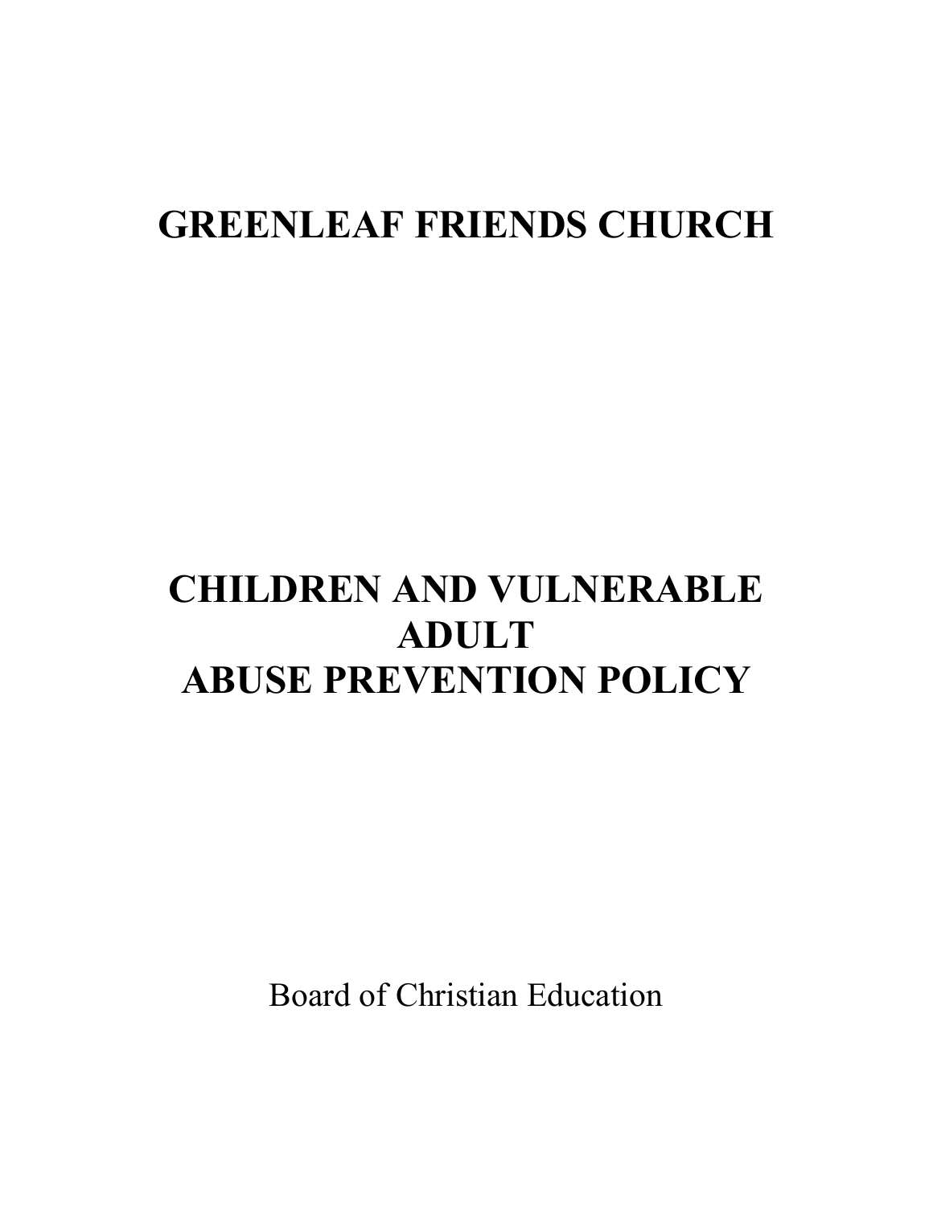# GREENLEAF FRIENDS CHURCH

# CHILDREN AND VULNERABLE ADULT ABUSE PREVENTION POLICY

Board of Christian Education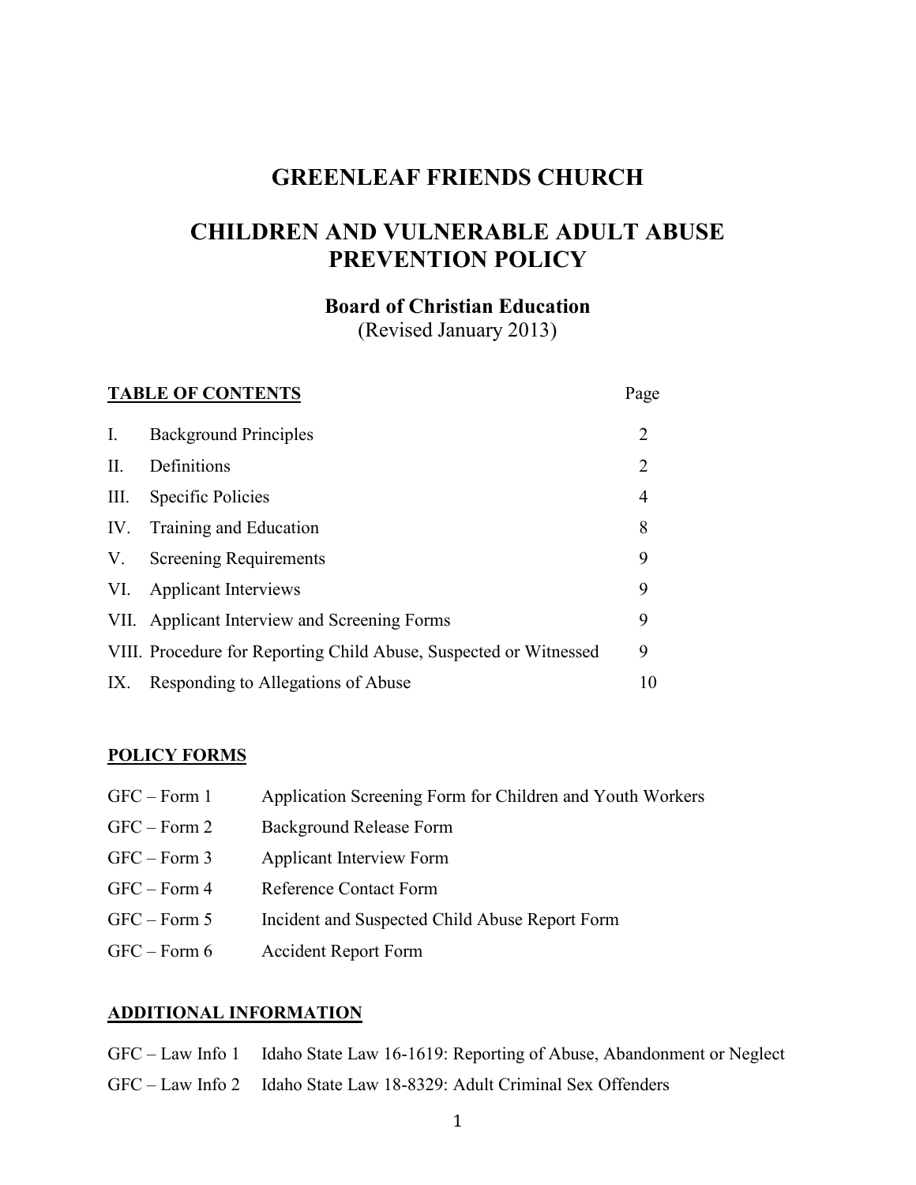# GREENLEAF FRIENDS CHURCH

# CHILDREN AND VULNERABLE ADULT ABUSE PREVENTION POLICY

## Board of Christian Education

(Revised January 2013)

**TABLE OF CONTENTS**

| | | Page |
|---|---|---|
| I. | Background Principles | 2 |
| II. | Definitions | 2 |
| III. | Specific Policies | 4 |
| IV. | Training and Education | 8 |
| V. | Screening Requirements | 9 |
| VI. | Applicant Interviews | 9 |
| VII. | Applicant Interview and Screening Forms | 9 |
| VIII. | Procedure for Reporting Child Abuse, Suspected or Witnessed | 9 |
| IX. | Responding to Allegations of Abuse | 10 |

**POLICY FORMS**

| | |
|---|---|
| GFC – Form 1 | Application Screening Form for Children and Youth Workers |
| GFC – Form 2 | Background Release Form |
| GFC – Form 3 | Applicant Interview Form |
| GFC – Form 4 | Reference Contact Form |
| GFC – Form 5 | Incident and Suspected Child Abuse Report Form |
| GFC – Form 6 | Accident Report Form |

**ADDITIONAL INFORMATION**

| | |
|---|---|
| GFC – Law Info 1 | Idaho State Law 16-1619: Reporting of Abuse, Abandonment or Neglect |
| GFC – Law Info 2 | Idaho State Law 18-8329: Adult Criminal Sex Offenders |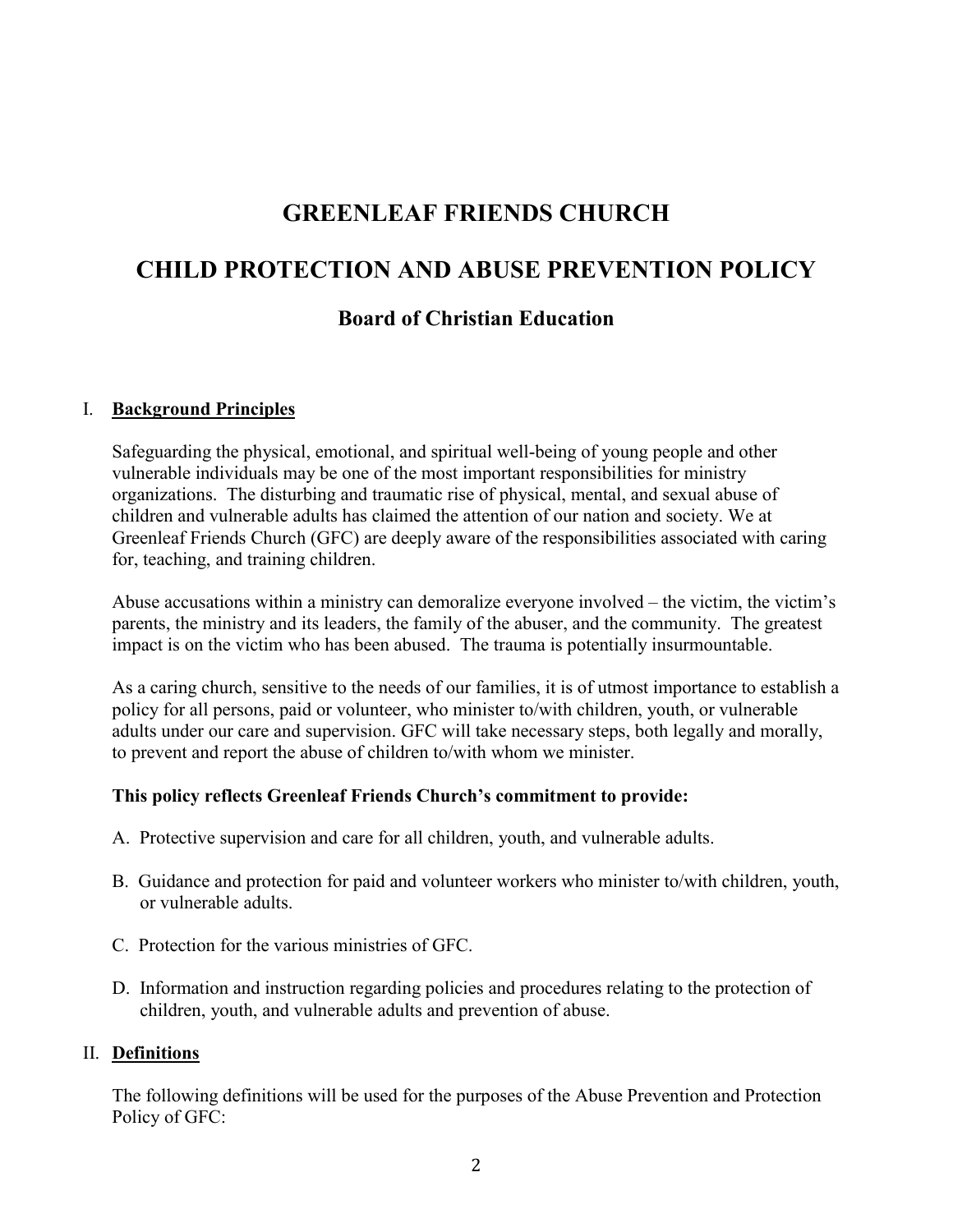# GREENLEAF FRIENDS CHURCH

# CHILD PROTECTION AND ABUSE PREVENTION POLICY

## Board of Christian Education

## I. **Background Principles**

Safeguarding the physical, emotional, and spiritual well-being of young people and other vulnerable individuals may be one of the most important responsibilities for ministry organizations. The disturbing and traumatic rise of physical, mental, and sexual abuse of children and vulnerable adults has claimed the attention of our nation and society. We at Greenleaf Friends Church (GFC) are deeply aware of the responsibilities associated with caring for, teaching, and training children.

Abuse accusations within a ministry can demoralize everyone involved – the victim, the victim's parents, the ministry and its leaders, the family of the abuser, and the community. The greatest impact is on the victim who has been abused. The trauma is potentially insurmountable.

As a caring church, sensitive to the needs of our families, it is of utmost importance to establish a policy for all persons, paid or volunteer, who minister to/with children, youth, or vulnerable adults under our care and supervision. GFC will take necessary steps, both legally and morally, to prevent and report the abuse of children to/with whom we minister.

**This policy reflects Greenleaf Friends Church's commitment to provide:**

A. Protective supervision and care for all children, youth, and vulnerable adults.

B. Guidance and protection for paid and volunteer workers who minister to/with children, youth, or vulnerable adults.

C. Protection for the various ministries of GFC.

D. Information and instruction regarding policies and procedures relating to the protection of children, youth, and vulnerable adults and prevention of abuse.

## II. **Definitions**

The following definitions will be used for the purposes of the Abuse Prevention and Protection Policy of GFC: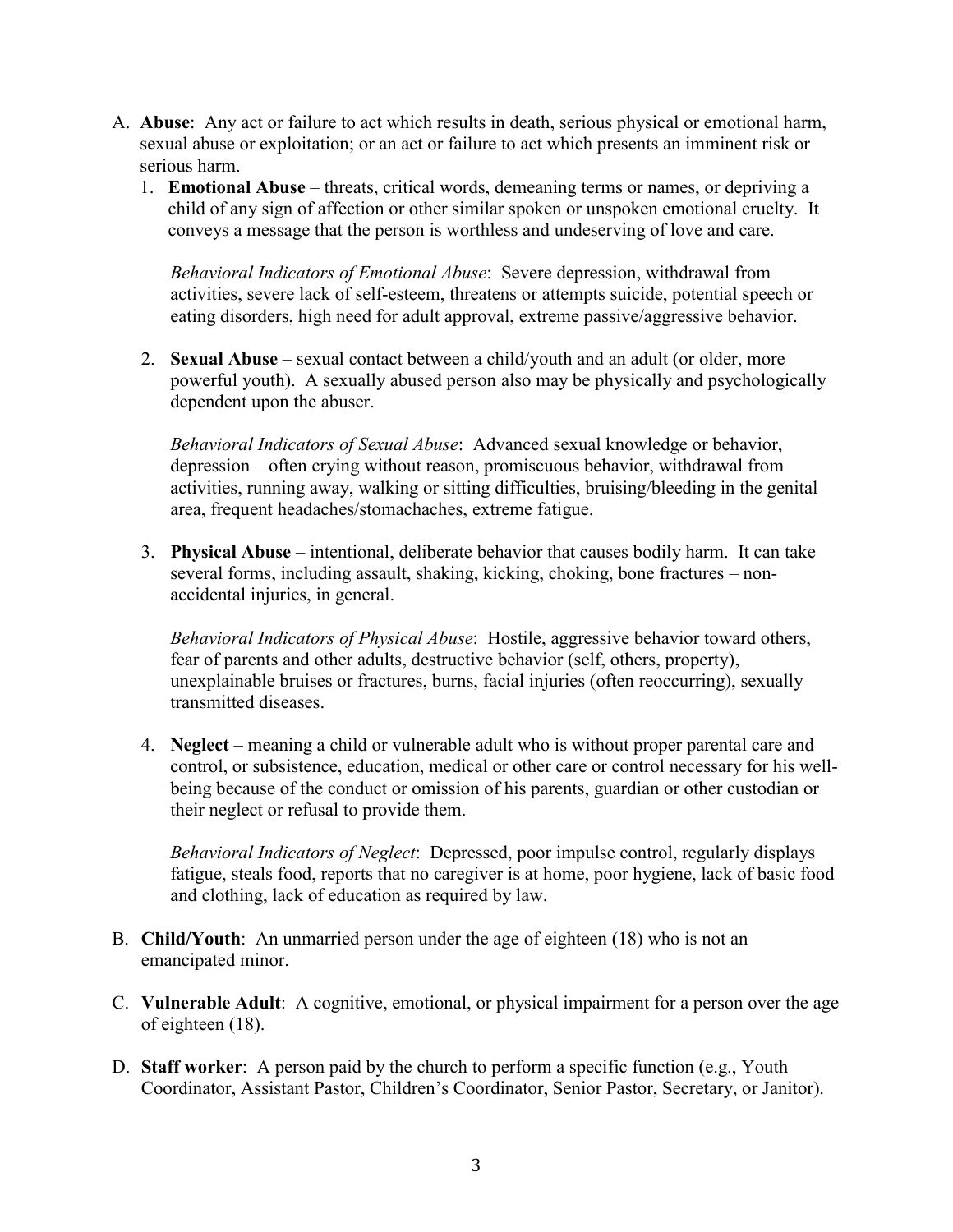A. **Abuse**: Any act or failure to act which results in death, serious physical or emotional harm, sexual abuse or exploitation; or an act or failure to act which presents an imminent risk or serious harm.

   1. **Emotional Abuse** – threats, critical words, demeaning terms or names, or depriving a child of any sign of affection or other similar spoken or unspoken emotional cruelty. It conveys a message that the person is worthless and undeserving of love and care.

      *Behavioral Indicators of Emotional Abuse*: Severe depression, withdrawal from activities, severe lack of self-esteem, threatens or attempts suicide, potential speech or eating disorders, high need for adult approval, extreme passive/aggressive behavior.

   2. **Sexual Abuse** – sexual contact between a child/youth and an adult (or older, more powerful youth). A sexually abused person also may be physically and psychologically dependent upon the abuser.

      *Behavioral Indicators of Sexual Abuse*: Advanced sexual knowledge or behavior, depression – often crying without reason, promiscuous behavior, withdrawal from activities, running away, walking or sitting difficulties, bruising/bleeding in the genital area, frequent headaches/stomachaches, extreme fatigue.

   3. **Physical Abuse** – intentional, deliberate behavior that causes bodily harm. It can take several forms, including assault, shaking, kicking, choking, bone fractures – non-accidental injuries, in general.

      *Behavioral Indicators of Physical Abuse*: Hostile, aggressive behavior toward others, fear of parents and other adults, destructive behavior (self, others, property), unexplainable bruises or fractures, burns, facial injuries (often reoccurring), sexually transmitted diseases.

   4. **Neglect** – meaning a child or vulnerable adult who is without proper parental care and control, or subsistence, education, medical or other care or control necessary for his well-being because of the conduct or omission of his parents, guardian or other custodian or their neglect or refusal to provide them.

      *Behavioral Indicators of Neglect*: Depressed, poor impulse control, regularly displays fatigue, steals food, reports that no caregiver is at home, poor hygiene, lack of basic food and clothing, lack of education as required by law.

B. **Child/Youth**: An unmarried person under the age of eighteen (18) who is not an emancipated minor.

C. **Vulnerable Adult**: A cognitive, emotional, or physical impairment for a person over the age of eighteen (18).

D. **Staff worker**: A person paid by the church to perform a specific function (e.g., Youth Coordinator, Assistant Pastor, Children's Coordinator, Senior Pastor, Secretary, or Janitor).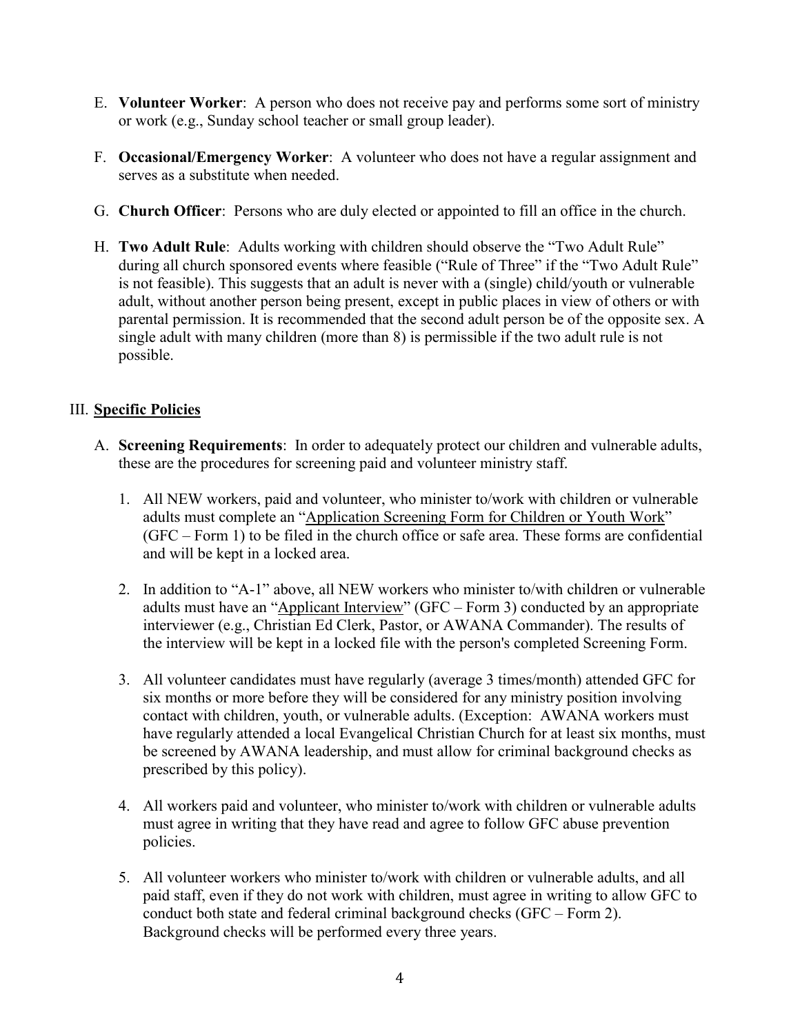E. **Volunteer Worker**: A person who does not receive pay and performs some sort of ministry or work (e.g., Sunday school teacher or small group leader).

F. **Occasional/Emergency Worker**: A volunteer who does not have a regular assignment and serves as a substitute when needed.

G. **Church Officer**: Persons who are duly elected or appointed to fill an office in the church.

H. **Two Adult Rule**: Adults working with children should observe the "Two Adult Rule" during all church sponsored events where feasible ("Rule of Three" if the "Two Adult Rule" is not feasible). This suggests that an adult is never with a (single) child/youth or vulnerable adult, without another person being present, except in public places in view of others or with parental permission. It is recommended that the second adult person be of the opposite sex. A single adult with many children (more than 8) is permissible if the two adult rule is not possible.

## III. <u>Specific Policies</u>

A. **Screening Requirements**: In order to adequately protect our children and vulnerable adults, these are the procedures for screening paid and volunteer ministry staff.

1. All NEW workers, paid and volunteer, who minister to/work with children or vulnerable adults must complete an "<u>Application Screening Form for Children or Youth Work</u>" (GFC – Form 1) to be filed in the church office or safe area. These forms are confidential and will be kept in a locked area.

2. In addition to "A-1" above, all NEW workers who minister to/with children or vulnerable adults must have an "<u>Applicant Interview</u>" (GFC – Form 3) conducted by an appropriate interviewer (e.g., Christian Ed Clerk, Pastor, or AWANA Commander). The results of the interview will be kept in a locked file with the person's completed Screening Form.

3. All volunteer candidates must have regularly (average 3 times/month) attended GFC for six months or more before they will be considered for any ministry position involving contact with children, youth, or vulnerable adults. (Exception: AWANA workers must have regularly attended a local Evangelical Christian Church for at least six months, must be screened by AWANA leadership, and must allow for criminal background checks as prescribed by this policy).

4. All workers paid and volunteer, who minister to/work with children or vulnerable adults must agree in writing that they have read and agree to follow GFC abuse prevention policies.

5. All volunteer workers who minister to/work with children or vulnerable adults, and all paid staff, even if they do not work with children, must agree in writing to allow GFC to conduct both state and federal criminal background checks (GFC – Form 2). Background checks will be performed every three years.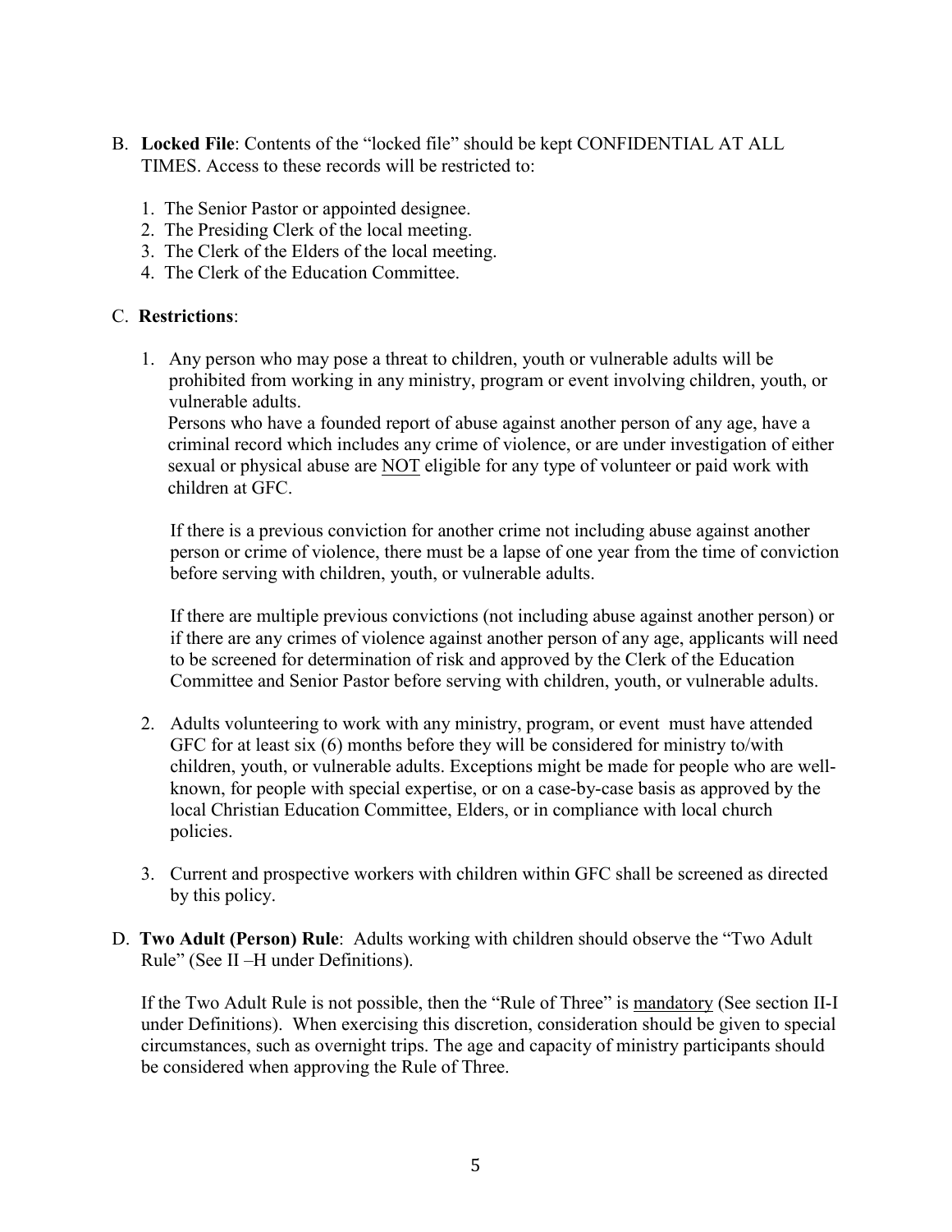B. **Locked File**: Contents of the "locked file" should be kept CONFIDENTIAL AT ALL TIMES. Access to these records will be restricted to:

1. The Senior Pastor or appointed designee.
2. The Presiding Clerk of the local meeting.
3. The Clerk of the Elders of the local meeting.
4. The Clerk of the Education Committee.

C. **Restrictions**:

1. Any person who may pose a threat to children, youth or vulnerable adults will be prohibited from working in any ministry, program or event involving children, youth, or vulnerable adults.
   Persons who have a founded report of abuse against another person of any age, have a criminal record which includes any crime of violence, or are under investigation of either sexual or physical abuse are <u>NOT</u> eligible for any type of volunteer or paid work with children at GFC.

   If there is a previous conviction for another crime not including abuse against another person or crime of violence, there must be a lapse of one year from the time of conviction before serving with children, youth, or vulnerable adults.

   If there are multiple previous convictions (not including abuse against another person) or if there are any crimes of violence against another person of any age, applicants will need to be screened for determination of risk and approved by the Clerk of the Education Committee and Senior Pastor before serving with children, youth, or vulnerable adults.

2. Adults volunteering to work with any ministry, program, or event must have attended GFC for at least six (6) months before they will be considered for ministry to/with children, youth, or vulnerable adults. Exceptions might be made for people who are well-known, for people with special expertise, or on a case-by-case basis as approved by the local Christian Education Committee, Elders, or in compliance with local church policies.

3. Current and prospective workers with children within GFC shall be screened as directed by this policy.

D. **Two Adult (Person) Rule**: Adults working with children should observe the "Two Adult Rule" (See II –H under Definitions).

   If the Two Adult Rule is not possible, then the "Rule of Three" is <u>mandatory</u> (See section II-I under Definitions). When exercising this discretion, consideration should be given to special circumstances, such as overnight trips. The age and capacity of ministry participants should be considered when approving the Rule of Three.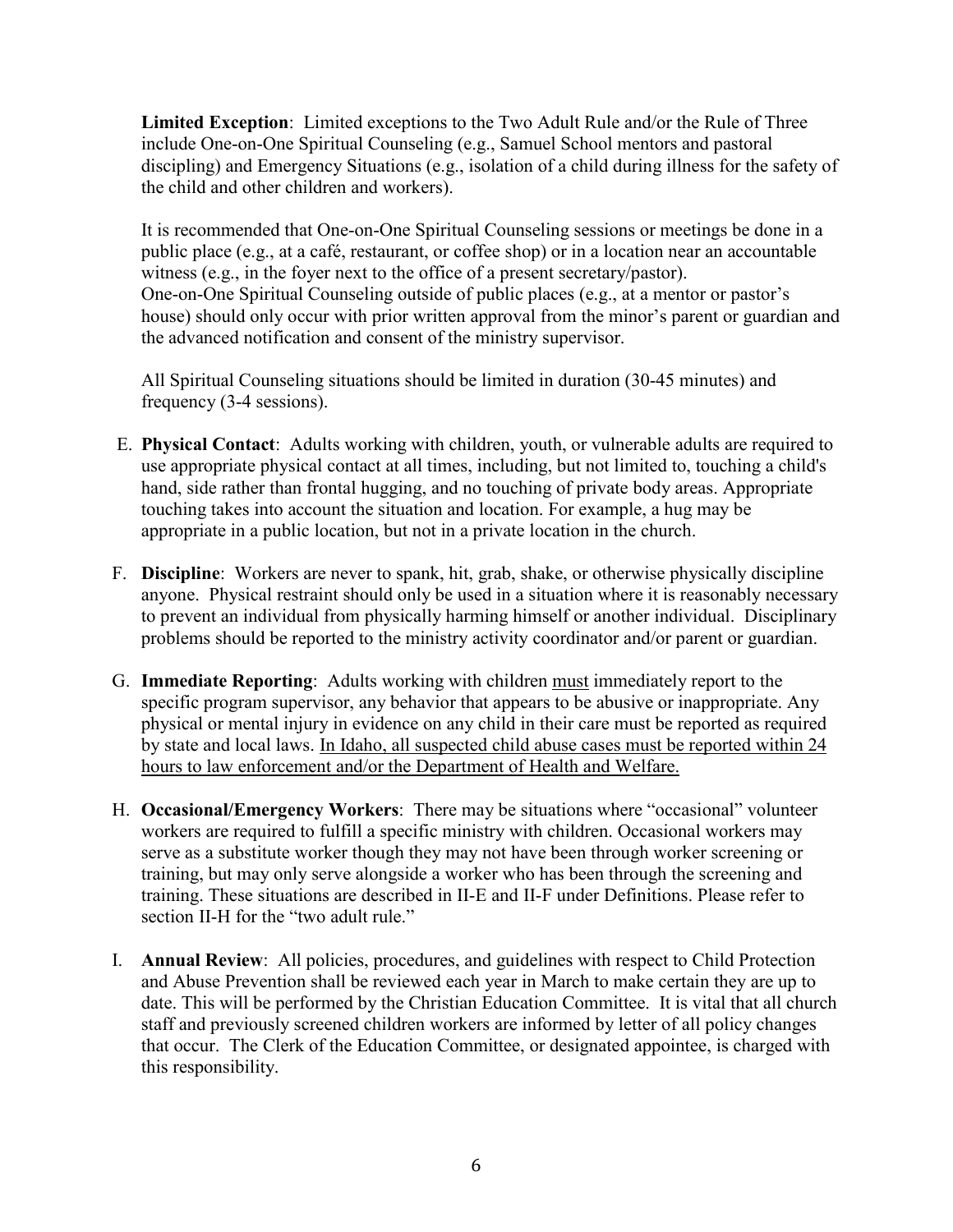**Limited Exception**: Limited exceptions to the Two Adult Rule and/or the Rule of Three include One-on-One Spiritual Counseling (e.g., Samuel School mentors and pastoral discipling) and Emergency Situations (e.g., isolation of a child during illness for the safety of the child and other children and workers).

It is recommended that One-on-One Spiritual Counseling sessions or meetings be done in a public place (e.g., at a café, restaurant, or coffee shop) or in a location near an accountable witness (e.g., in the foyer next to the office of a present secretary/pastor). One-on-One Spiritual Counseling outside of public places (e.g., at a mentor or pastor's house) should only occur with prior written approval from the minor's parent or guardian and the advanced notification and consent of the ministry supervisor.

All Spiritual Counseling situations should be limited in duration (30-45 minutes) and frequency (3-4 sessions).

E. **Physical Contact**: Adults working with children, youth, or vulnerable adults are required to use appropriate physical contact at all times, including, but not limited to, touching a child's hand, side rather than frontal hugging, and no touching of private body areas. Appropriate touching takes into account the situation and location. For example, a hug may be appropriate in a public location, but not in a private location in the church.

F. **Discipline**: Workers are never to spank, hit, grab, shake, or otherwise physically discipline anyone. Physical restraint should only be used in a situation where it is reasonably necessary to prevent an individual from physically harming himself or another individual. Disciplinary problems should be reported to the ministry activity coordinator and/or parent or guardian.

G. **Immediate Reporting**: Adults working with children must immediately report to the specific program supervisor, any behavior that appears to be abusive or inappropriate. Any physical or mental injury in evidence on any child in their care must be reported as required by state and local laws. In Idaho, all suspected child abuse cases must be reported within 24 hours to law enforcement and/or the Department of Health and Welfare.

H. **Occasional/Emergency Workers**: There may be situations where "occasional" volunteer workers are required to fulfill a specific ministry with children. Occasional workers may serve as a substitute worker though they may not have been through worker screening or training, but may only serve alongside a worker who has been through the screening and training. These situations are described in II-E and II-F under Definitions. Please refer to section II-H for the "two adult rule."

I. **Annual Review**: All policies, procedures, and guidelines with respect to Child Protection and Abuse Prevention shall be reviewed each year in March to make certain they are up to date. This will be performed by the Christian Education Committee. It is vital that all church staff and previously screened children workers are informed by letter of all policy changes that occur. The Clerk of the Education Committee, or designated appointee, is charged with this responsibility.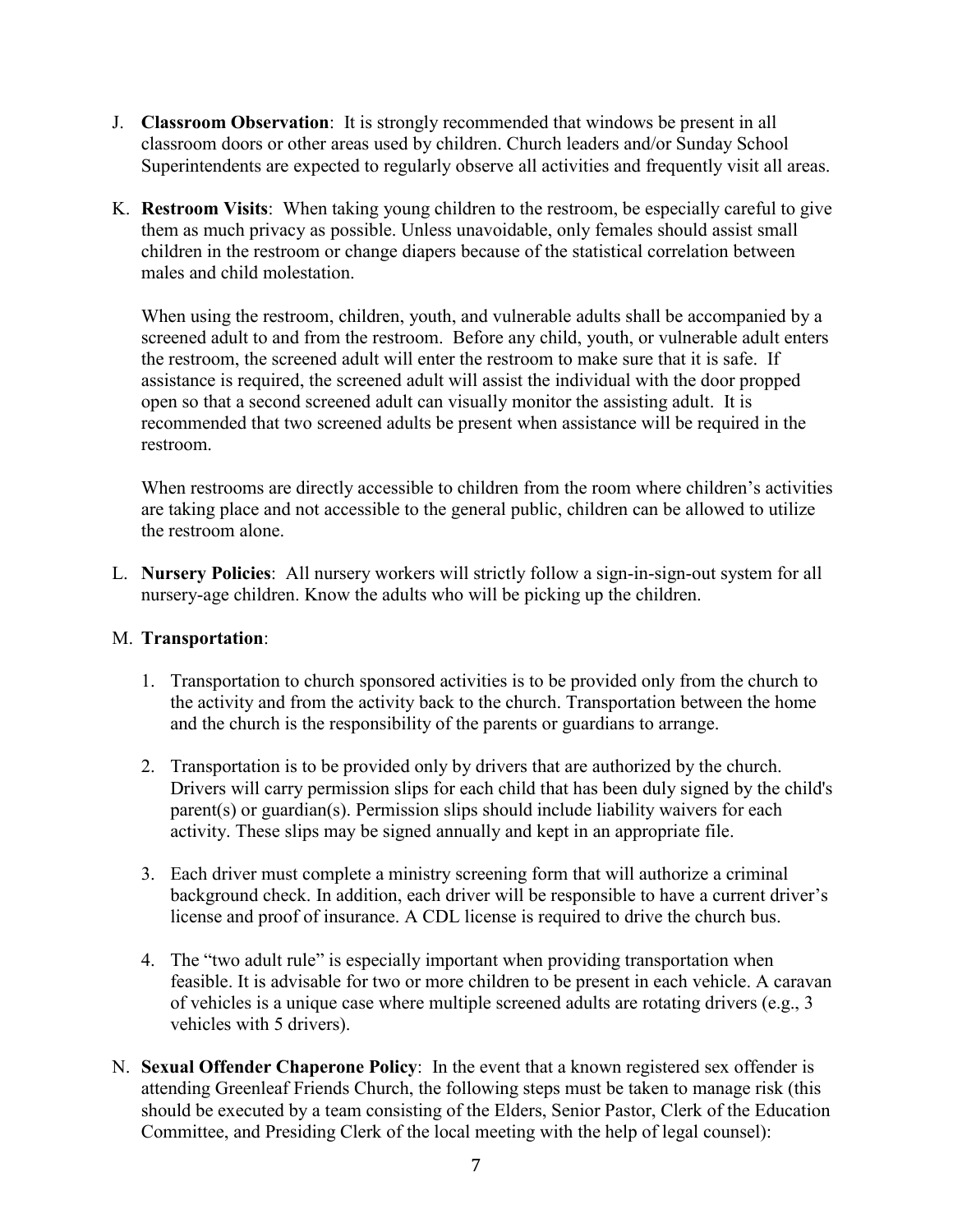J. **Classroom Observation**: It is strongly recommended that windows be present in all classroom doors or other areas used by children. Church leaders and/or Sunday School Superintendents are expected to regularly observe all activities and frequently visit all areas.

K. **Restroom Visits**: When taking young children to the restroom, be especially careful to give them as much privacy as possible. Unless unavoidable, only females should assist small children in the restroom or change diapers because of the statistical correlation between males and child molestation.

   When using the restroom, children, youth, and vulnerable adults shall be accompanied by a screened adult to and from the restroom. Before any child, youth, or vulnerable adult enters the restroom, the screened adult will enter the restroom to make sure that it is safe. If assistance is required, the screened adult will assist the individual with the door propped open so that a second screened adult can visually monitor the assisting adult. It is recommended that two screened adults be present when assistance will be required in the restroom.

   When restrooms are directly accessible to children from the room where children's activities are taking place and not accessible to the general public, children can be allowed to utilize the restroom alone.

L. **Nursery Policies**: All nursery workers will strictly follow a sign-in-sign-out system for all nursery-age children. Know the adults who will be picking up the children.

M. **Transportation**:

   1. Transportation to church sponsored activities is to be provided only from the church to the activity and from the activity back to the church. Transportation between the home and the church is the responsibility of the parents or guardians to arrange.

   2. Transportation is to be provided only by drivers that are authorized by the church. Drivers will carry permission slips for each child that has been duly signed by the child's parent(s) or guardian(s). Permission slips should include liability waivers for each activity. These slips may be signed annually and kept in an appropriate file.

   3. Each driver must complete a ministry screening form that will authorize a criminal background check. In addition, each driver will be responsible to have a current driver's license and proof of insurance. A CDL license is required to drive the church bus.

   4. The "two adult rule" is especially important when providing transportation when feasible. It is advisable for two or more children to be present in each vehicle. A caravan of vehicles is a unique case where multiple screened adults are rotating drivers (e.g., 3 vehicles with 5 drivers).

N. **Sexual Offender Chaperone Policy**: In the event that a known registered sex offender is attending Greenleaf Friends Church, the following steps must be taken to manage risk (this should be executed by a team consisting of the Elders, Senior Pastor, Clerk of the Education Committee, and Presiding Clerk of the local meeting with the help of legal counsel):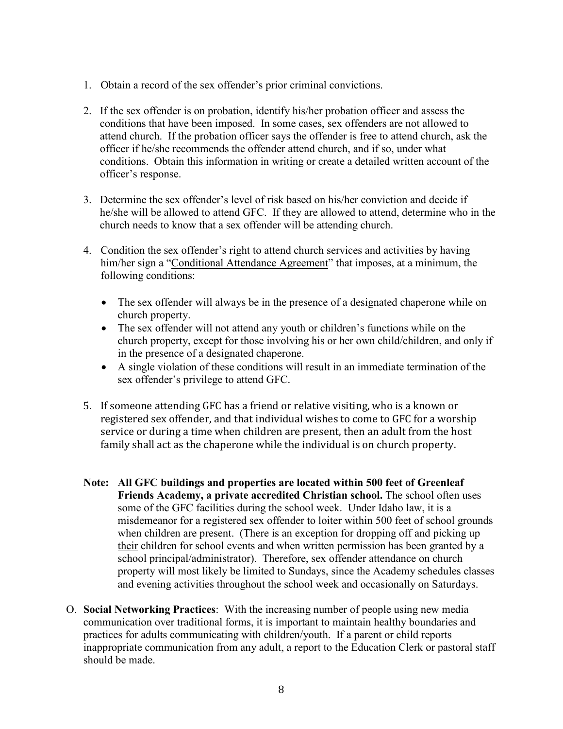1. Obtain a record of the sex offender's prior criminal convictions.

2. If the sex offender is on probation, identify his/her probation officer and assess the conditions that have been imposed. In some cases, sex offenders are not allowed to attend church. If the probation officer says the offender is free to attend church, ask the officer if he/she recommends the offender attend church, and if so, under what conditions. Obtain this information in writing or create a detailed written account of the officer's response.

3. Determine the sex offender's level of risk based on his/her conviction and decide if he/she will be allowed to attend GFC. If they are allowed to attend, determine who in the church needs to know that a sex offender will be attending church.

4. Condition the sex offender's right to attend church services and activities by having him/her sign a "Conditional Attendance Agreement" that imposes, at a minimum, the following conditions:

   - The sex offender will always be in the presence of a designated chaperone while on church property.
   - The sex offender will not attend any youth or children's functions while on the church property, except for those involving his or her own child/children, and only if in the presence of a designated chaperone.
   - A single violation of these conditions will result in an immediate termination of the sex offender's privilege to attend GFC.

5. If someone attending GFC has a friend or relative visiting, who is a known or registered sex offender, and that individual wishes to come to GFC for a worship service or during a time when children are present, then an adult from the host family shall act as the chaperone while the individual is on church property.

**Note: All GFC buildings and properties are located within 500 feet of Greenleaf Friends Academy, a private accredited Christian school.** The school often uses some of the GFC facilities during the school week. Under Idaho law, it is a misdemeanor for a registered sex offender to loiter within 500 feet of school grounds when children are present. (There is an exception for dropping off and picking up their children for school events and when written permission has been granted by a school principal/administrator). Therefore, sex offender attendance on church property will most likely be limited to Sundays, since the Academy schedules classes and evening activities throughout the school week and occasionally on Saturdays.

O. **Social Networking Practices**: With the increasing number of people using new media communication over traditional forms, it is important to maintain healthy boundaries and practices for adults communicating with children/youth. If a parent or child reports inappropriate communication from any adult, a report to the Education Clerk or pastoral staff should be made.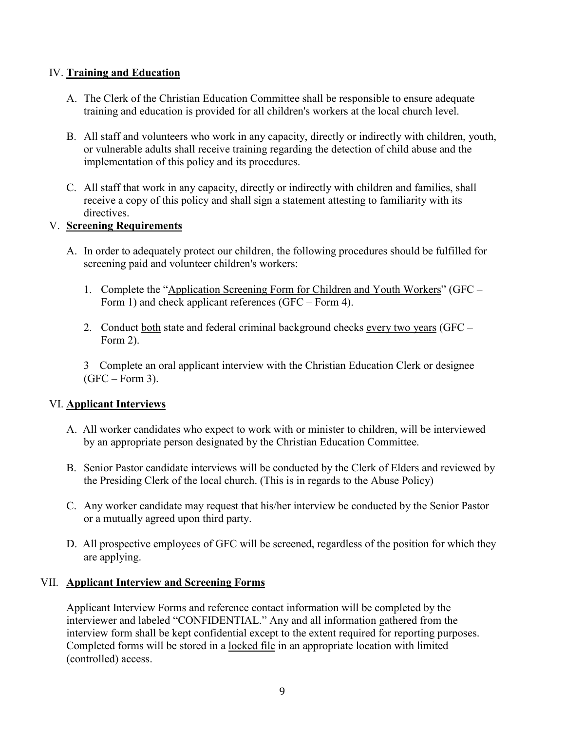## IV. **Training and Education**

A. The Clerk of the Christian Education Committee shall be responsible to ensure adequate training and education is provided for all children's workers at the local church level.

B. All staff and volunteers who work in any capacity, directly or indirectly with children, youth, or vulnerable adults shall receive training regarding the detection of child abuse and the implementation of this policy and its procedures.

C. All staff that work in any capacity, directly or indirectly with children and families, shall receive a copy of this policy and shall sign a statement attesting to familiarity with its directives.

## V. **Screening Requirements**

A. In order to adequately protect our children, the following procedures should be fulfilled for screening paid and volunteer children's workers:

1. Complete the "<u>Application Screening Form for Children and Youth Workers</u>" (GFC – Form 1) and check applicant references (GFC – Form 4).

2. Conduct <u>both</u> state and federal criminal background checks <u>every two years</u> (GFC – Form 2).

3 Complete an oral applicant interview with the Christian Education Clerk or designee (GFC – Form 3).

## VI. **Applicant Interviews**

A. All worker candidates who expect to work with or minister to children, will be interviewed by an appropriate person designated by the Christian Education Committee.

B. Senior Pastor candidate interviews will be conducted by the Clerk of Elders and reviewed by the Presiding Clerk of the local church. (This is in regards to the Abuse Policy)

C. Any worker candidate may request that his/her interview be conducted by the Senior Pastor or a mutually agreed upon third party.

D. All prospective employees of GFC will be screened, regardless of the position for which they are applying.

## VII. **Applicant Interview and Screening Forms**

Applicant Interview Forms and reference contact information will be completed by the interviewer and labeled "CONFIDENTIAL." Any and all information gathered from the interview form shall be kept confidential except to the extent required for reporting purposes. Completed forms will be stored in a <u>locked file</u> in an appropriate location with limited (controlled) access.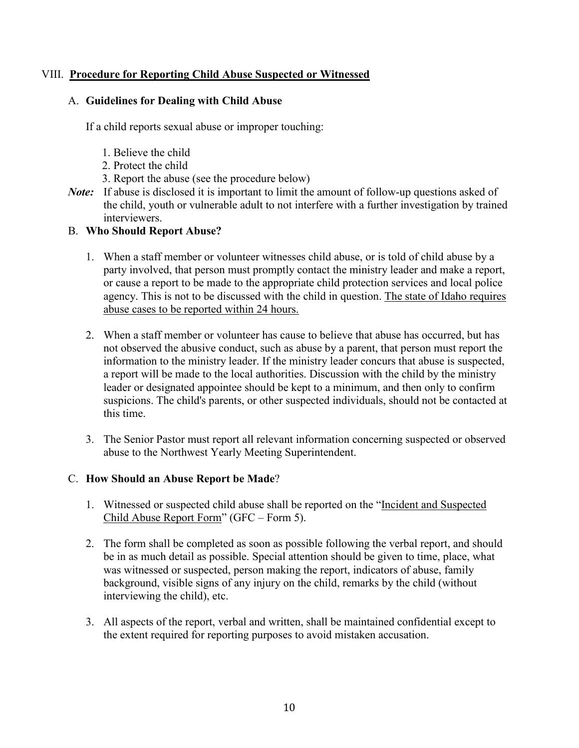## VIII. **Procedure for Reporting Child Abuse Suspected or Witnessed**

### A. **Guidelines for Dealing with Child Abuse**

If a child reports sexual abuse or improper touching:

1. Believe the child
2. Protect the child
3. Report the abuse (see the procedure below)

***Note:*** If abuse is disclosed it is important to limit the amount of follow-up questions asked of the child, youth or vulnerable adult to not interfere with a further investigation by trained interviewers.

### B. **Who Should Report Abuse?**

1. When a staff member or volunteer witnesses child abuse, or is told of child abuse by a party involved, that person must promptly contact the ministry leader and make a report, or cause a report to be made to the appropriate child protection services and local police agency. This is not to be discussed with the child in question. The state of Idaho requires abuse cases to be reported within 24 hours.

2. When a staff member or volunteer has cause to believe that abuse has occurred, but has not observed the abusive conduct, such as abuse by a parent, that person must report the information to the ministry leader. If the ministry leader concurs that abuse is suspected, a report will be made to the local authorities. Discussion with the child by the ministry leader or designated appointee should be kept to a minimum, and then only to confirm suspicions. The child's parents, or other suspected individuals, should not be contacted at this time.

3. The Senior Pastor must report all relevant information concerning suspected or observed abuse to the Northwest Yearly Meeting Superintendent.

### C. **How Should an Abuse Report be Made**?

1. Witnessed or suspected child abuse shall be reported on the "Incident and Suspected Child Abuse Report Form" (GFC – Form 5).

2. The form shall be completed as soon as possible following the verbal report, and should be in as much detail as possible. Special attention should be given to time, place, what was witnessed or suspected, person making the report, indicators of abuse, family background, visible signs of any injury on the child, remarks by the child (without interviewing the child), etc.

3. All aspects of the report, verbal and written, shall be maintained confidential except to the extent required for reporting purposes to avoid mistaken accusation.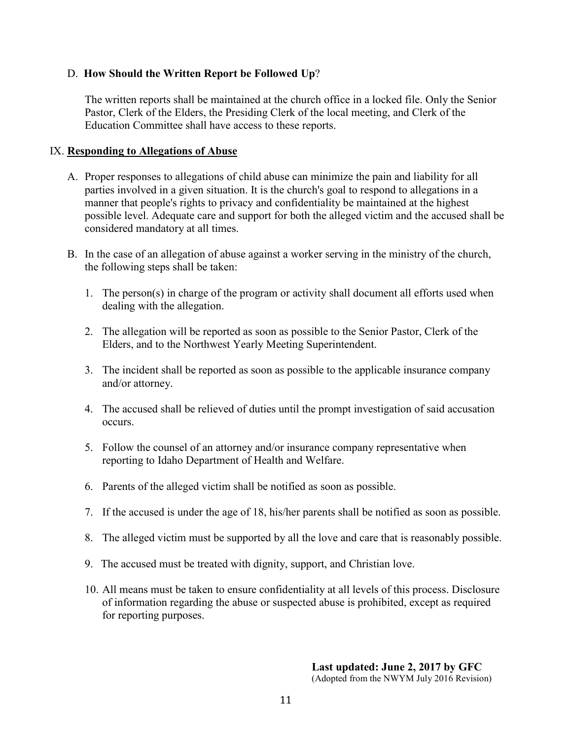D. **How Should the Written Report be Followed Up**?

The written reports shall be maintained at the church office in a locked file. Only the Senior Pastor, Clerk of the Elders, the Presiding Clerk of the local meeting, and Clerk of the Education Committee shall have access to these reports.

## IX. <u>Responding to Allegations of Abuse</u>

A. Proper responses to allegations of child abuse can minimize the pain and liability for all parties involved in a given situation. It is the church's goal to respond to allegations in a manner that people's rights to privacy and confidentiality be maintained at the highest possible level. Adequate care and support for both the alleged victim and the accused shall be considered mandatory at all times.

B. In the case of an allegation of abuse against a worker serving in the ministry of the church, the following steps shall be taken:

1. The person(s) in charge of the program or activity shall document all efforts used when dealing with the allegation.
2. The allegation will be reported as soon as possible to the Senior Pastor, Clerk of the Elders, and to the Northwest Yearly Meeting Superintendent.
3. The incident shall be reported as soon as possible to the applicable insurance company and/or attorney.
4. The accused shall be relieved of duties until the prompt investigation of said accusation occurs.
5. Follow the counsel of an attorney and/or insurance company representative when reporting to Idaho Department of Health and Welfare.
6. Parents of the alleged victim shall be notified as soon as possible.
7. If the accused is under the age of 18, his/her parents shall be notified as soon as possible.
8. The alleged victim must be supported by all the love and care that is reasonably possible.
9. The accused must be treated with dignity, support, and Christian love.
10. All means must be taken to ensure confidentiality at all levels of this process. Disclosure of information regarding the abuse or suspected abuse is prohibited, except as required for reporting purposes.

**Last updated: June 2, 2017 by GFC**
(Adopted from the NWYM July 2016 Revision)